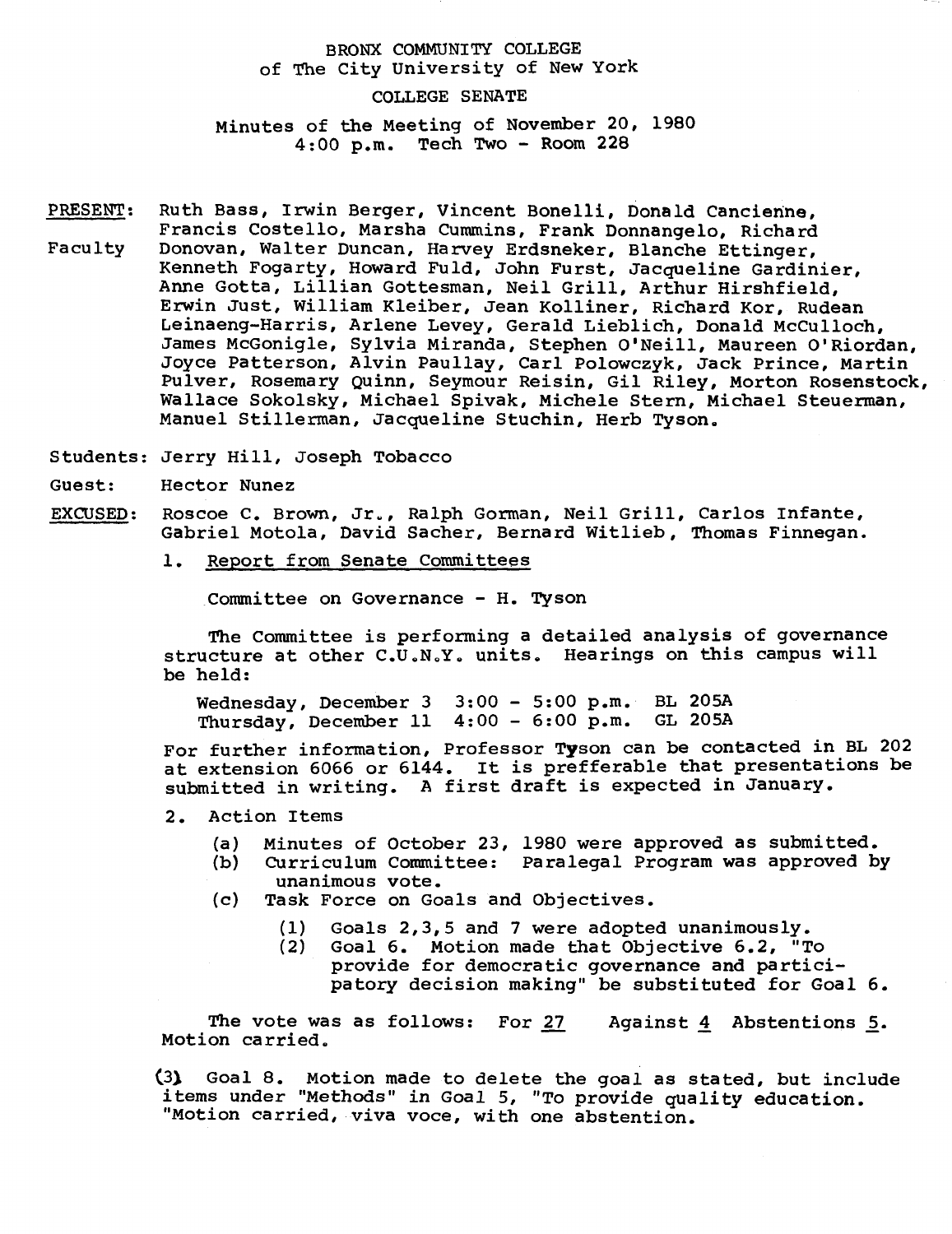BRONX COMMUNITY COLLEGE
of The City University of New York

COLLEGE SENATE

Minutes of the Meeting of November 20, 1980
4:00 p.m. Tech Two - Room 228

PRESENT: Faculty
Ruth Bass, Irwin Berger, Vincent Bonelli, Donald Cancienne, Francis Costello, Marsha Cummins, Frank Donnangelo, Richard Donovan, Walter Duncan, Harvey Erdsneker, Blanche Ettinger, Kenneth Fogarty, Howard Fuld, John Furst, Jacqueline Gardinier, Anne Gotta, Lillian Gottesman, Neil Grill, Arthur Hirshfield, Erwin Just, William Kleiber, Jean Kolliner, Richard Kor, Rudean Leinaeng-Harris, Arlene Levey, Gerald Lieblich, Donald McCulloch, James McGonigle, Sylvia Miranda, Stephen O'Neill, Maureen O'Riordan, Joyce Patterson, Alvin Paullay, Carl Polowczyk, Jack Prince, Martin Pulver, Rosemary Quinn, Seymour Reisin, Gil Riley, Morton Rosenstock, Wallace Sokolsky, Michael Spivak, Michele Stern, Michael Steuerman, Manuel Stillerman, Jacqueline Stuchin, Herb Tyson.

Students: Jerry Hill, Joseph Tobacco

Guest: Hector Nunez

EXCUSED: Roscoe C. Brown, Jr., Ralph Gorman, Neil Grill, Carlos Infante, Gabriel Motola, David Sacher, Bernard Witlieb, Thomas Finnegan.

1. Report from Senate Committees

Committee on Governance - H. Tyson

The Committee is performing a detailed analysis of governance structure at other C.U.N.Y. units. Hearings on this campus will be held:

Wednesday, December 3 3:00 - 5:00 p.m. BL 205A
Thursday, December 11 4:00 - 6:00 p.m. GL 205A

For further information, Professor Tyson can be contacted in BL 202 at extension 6066 or 6144. It is prefferable that presentations be submitted in writing. A first draft is expected in January.

2. Action Items

(a) Minutes of October 23, 1980 were approved as submitted.
(b) Curriculum Committee: Paralegal Program was approved by unanimous vote.
(c) Task Force on Goals and Objectives.
  (1) Goals 2,3,5 and 7 were adopted unanimously.
  (2) Goal 6. Motion made that Objective 6.2, "To provide for democratic governance and participatory decision making" be substituted for Goal 6.

The vote was as follows: For 27 Against 4 Abstentions 5. Motion carried.

(3) Goal 8. Motion made to delete the goal as stated, but include items under "Methods" in Goal 5, "To provide quality education. "Motion carried, viva voce, with one abstention.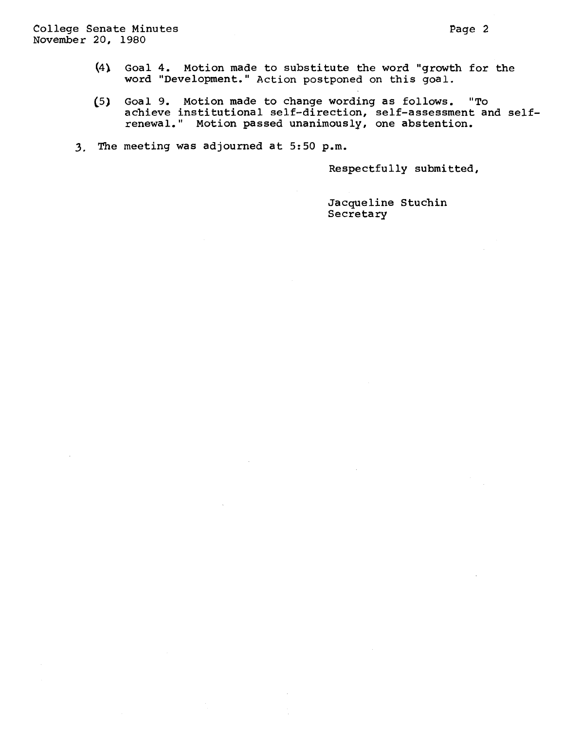(4) Goal 4. Motion made to substitute the word "growth for the word "Development." Action postponed on this goal.

(5) Goal 9. Motion made to change wording as follows. "To achieve institutional self-direction, self-assessment and self-renewal." Motion passed unanimously, one abstention.

3. The meeting was adjourned at 5:50 p.m.

Respectfully submitted,

Jacqueline Stuchin
Secretary